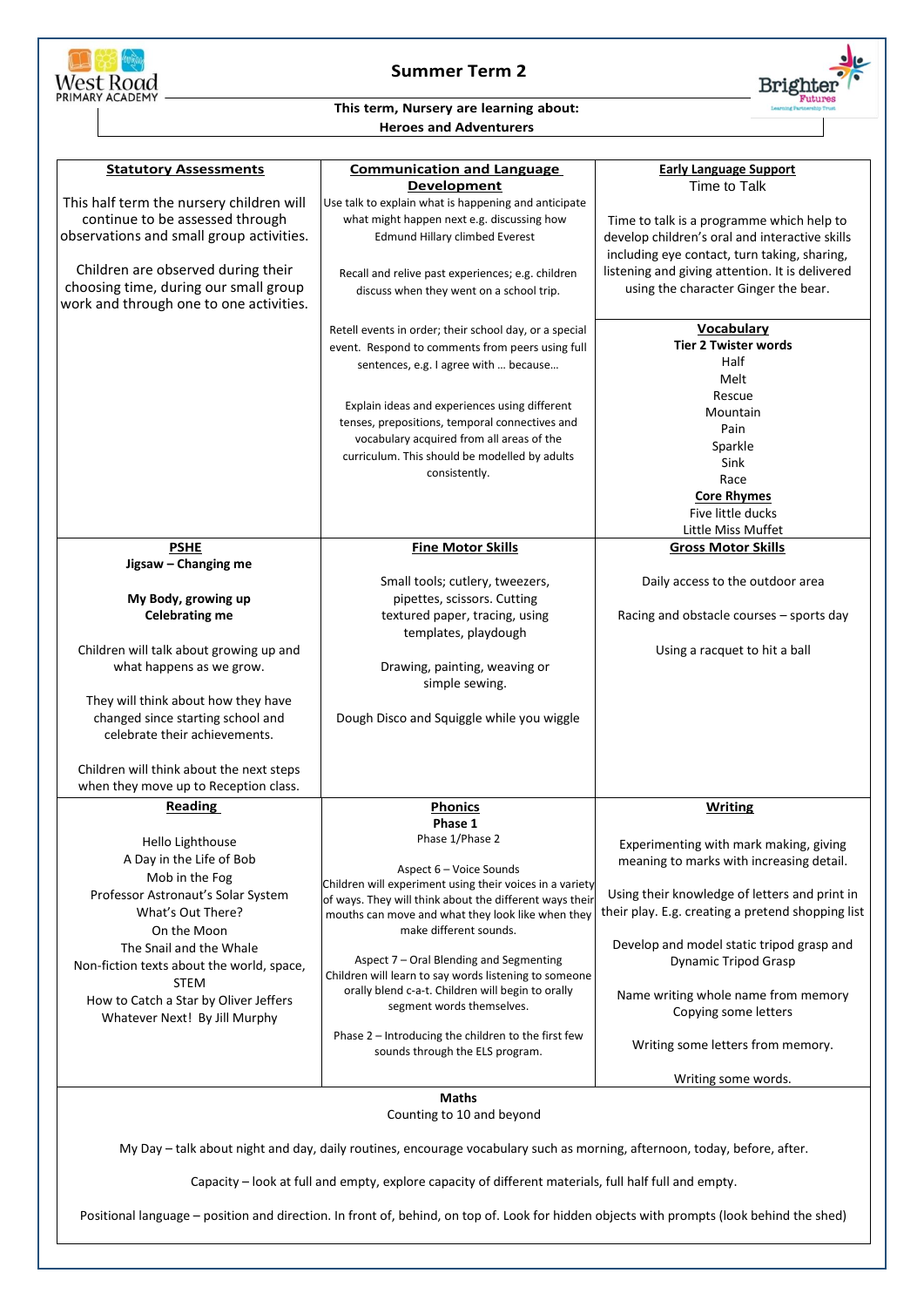# Summer Term 2

**This term, Nursery are learning about:**
**Heroes and Adventurers**

## Statutory Assessments

This half term the nursery children will continue to be assessed through observations and small group activities.

Children are observed during their choosing time, during our small group work and through one to one activities.

## Communication and Language Development

Use talk to explain what is happening and anticipate what might happen next e.g. discussing how Edmund Hillary climbed Everest

Recall and relive past experiences; e.g. children discuss when they went on a school trip.

Retell events in order; their school day, or a special event. Respond to comments from peers using full sentences, e.g. I agree with … because…

Explain ideas and experiences using different tenses, prepositions, temporal connectives and vocabulary acquired from all areas of the curriculum. This should be modelled by adults consistently.

## Early Language Support

Time to Talk

Time to talk is a programme which help to develop children's oral and interactive skills including eye contact, turn taking, sharing, listening and giving attention. It is delivered using the character Ginger the bear.

## Vocabulary

**Tier 2 Twister words**

- Half
- Melt
- Rescue
- Mountain
- Pain
- Sparkle
- Sink
- Race

**Core Rhymes**

- Five little ducks
- Little Miss Muffet

## PSHE

**Jigsaw – Changing me**

**My Body, growing up**
**Celebrating me**

Children will talk about growing up and what happens as we grow.

They will think about how they have changed since starting school and celebrate their achievements.

Children will think about the next steps when they move up to Reception class.

## Fine Motor Skills

Small tools; cutlery, tweezers, pipettes, scissors. Cutting textured paper, tracing, using templates, playdough

Drawing, painting, weaving or simple sewing.

Dough Disco and Squiggle while you wiggle

## Gross Motor Skills

Daily access to the outdoor area

Racing and obstacle courses – sports day

Using a racquet to hit a ball

## Reading

- Hello Lighthouse
- A Day in the Life of Bob
- Mob in the Fog
- Professor Astronaut's Solar System
- What's Out There?
- On the Moon
- The Snail and the Whale
- Non-fiction texts about the world, space, STEM
- How to Catch a Star by Oliver Jeffers
- Whatever Next! By Jill Murphy

## Phonics

**Phase 1**

Phase 1/Phase 2

Aspect 6 – Voice Sounds
Children will experiment using their voices in a variety of ways. They will think about the different ways their mouths can move and what they look like when they make different sounds.

Aspect 7 – Oral Blending and Segmenting
Children will learn to say words listening to someone orally blend c-a-t. Children will begin to orally segment words themselves.

Phase 2 – Introducing the children to the first few sounds through the ELS program.

## Writing

Experimenting with mark making, giving meaning to marks with increasing detail.

Using their knowledge of letters and print in their play. E.g. creating a pretend shopping list

Develop and model static tripod grasp and Dynamic Tripod Grasp

Name writing whole name from memory
Copying some letters

Writing some letters from memory.

Writing some words.

## Maths

Counting to 10 and beyond

My Day – talk about night and day, daily routines, encourage vocabulary such as morning, afternoon, today, before, after.

Capacity – look at full and empty, explore capacity of different materials, full half full and empty.

Positional language – position and direction. In front of, behind, on top of. Look for hidden objects with prompts (look behind the shed)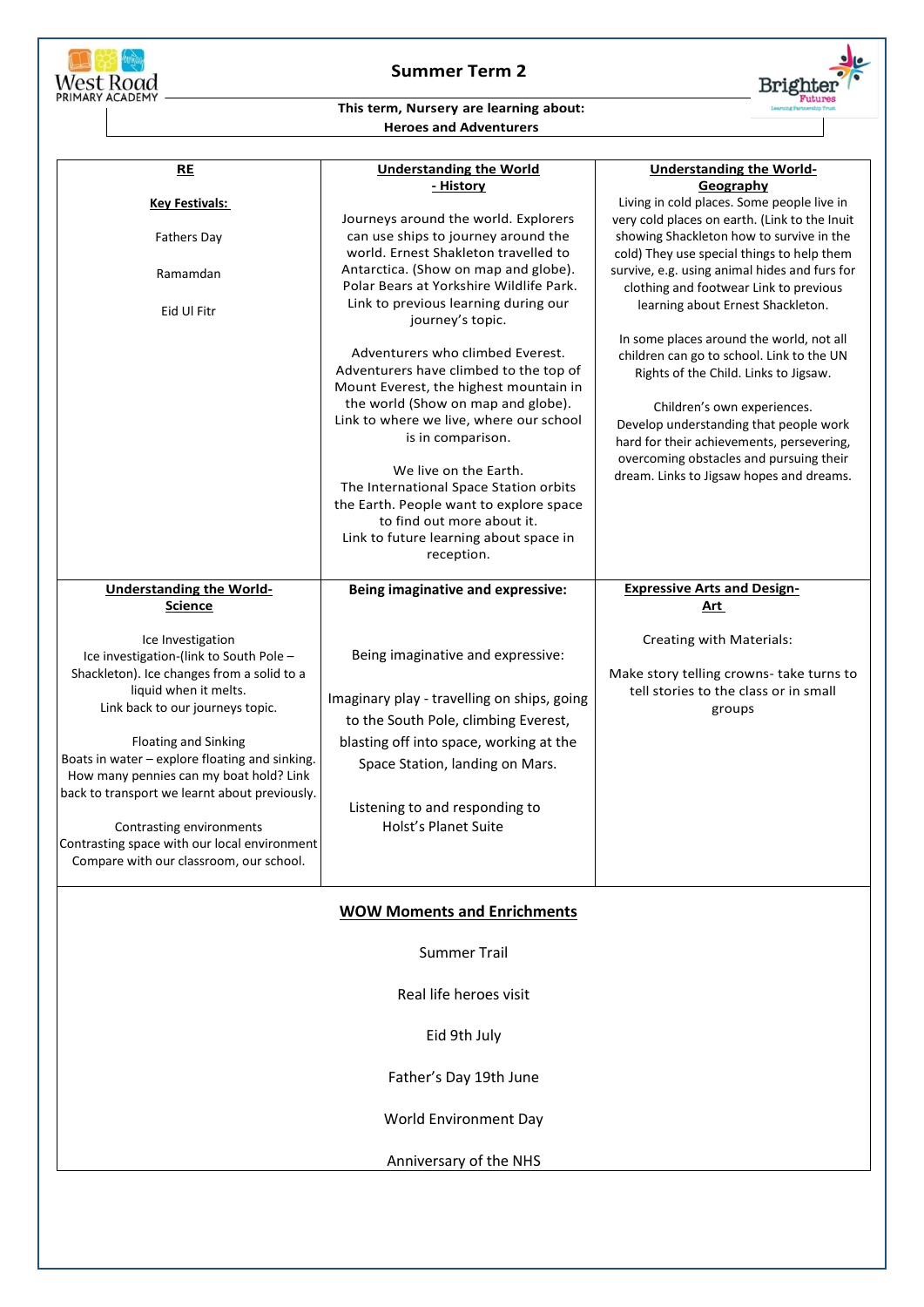West Road PRIMARY ACADEMY

# Summer Term 2

Brighter Futures Learning Partnership Trust

**This term, Nursery are learning about:**
**Heroes and Adventurers**

| **RE** | **Understanding the World - History** | **Understanding the World- Geography** |
|---|---|---|
| **Key Festivals:**<br><br>Fathers Day<br><br>Ramamdan<br><br>Eid Ul Fitr | Journeys around the world. Explorers can use ships to journey around the world. Ernest Shakleton travelled to Antarctica. (Show on map and globe). Polar Bears at Yorkshire Wildlife Park. Link to previous learning during our journey's topic.<br><br>Adventurers who climbed Everest. Adventurers have climbed to the top of Mount Everest, the highest mountain in the world (Show on map and globe). Link to where we live, where our school is in comparison.<br><br>We live on the Earth. The International Space Station orbits the Earth. People want to explore space to find out more about it. Link to future learning about space in reception. | Living in cold places. Some people live in very cold places on earth. (Link to the Inuit showing Shackleton how to survive in the cold) They use special things to help them survive, e.g. using animal hides and furs for clothing and footwear Link to previous learning about Ernest Shackleton.<br><br>In some places around the world, not all children can go to school. Link to the UN Rights of the Child. Links to Jigsaw.<br><br>Children's own experiences. Develop understanding that people work hard for their achievements, persevering, overcoming obstacles and pursuing their dream. Links to Jigsaw hopes and dreams. |
| **Understanding the World- Science** | **Being imaginative and expressive:** | **Expressive Arts and Design- Art** |
| Ice Investigation<br>Ice investigation-(link to South Pole – Shackleton). Ice changes from a solid to a liquid when it melts. Link back to our journeys topic.<br><br>Floating and Sinking<br>Boats in water – explore floating and sinking. How many pennies can my boat hold? Link back to transport we learnt about previously.<br><br>Contrasting environments<br>Contrasting space with our local environment Compare with our classroom, our school. | Being imaginative and expressive:<br><br>Imaginary play - travelling on ships, going to the South Pole, climbing Everest, blasting off into space, working at the Space Station, landing on Mars.<br><br>Listening to and responding to Holst's Planet Suite | Creating with Materials:<br><br>Make story telling crowns- take turns to tell stories to the class or in small groups |

## WOW Moments and Enrichments

Summer Trail

Real life heroes visit

Eid 9th July

Father's Day 19th June

World Environment Day

Anniversary of the NHS